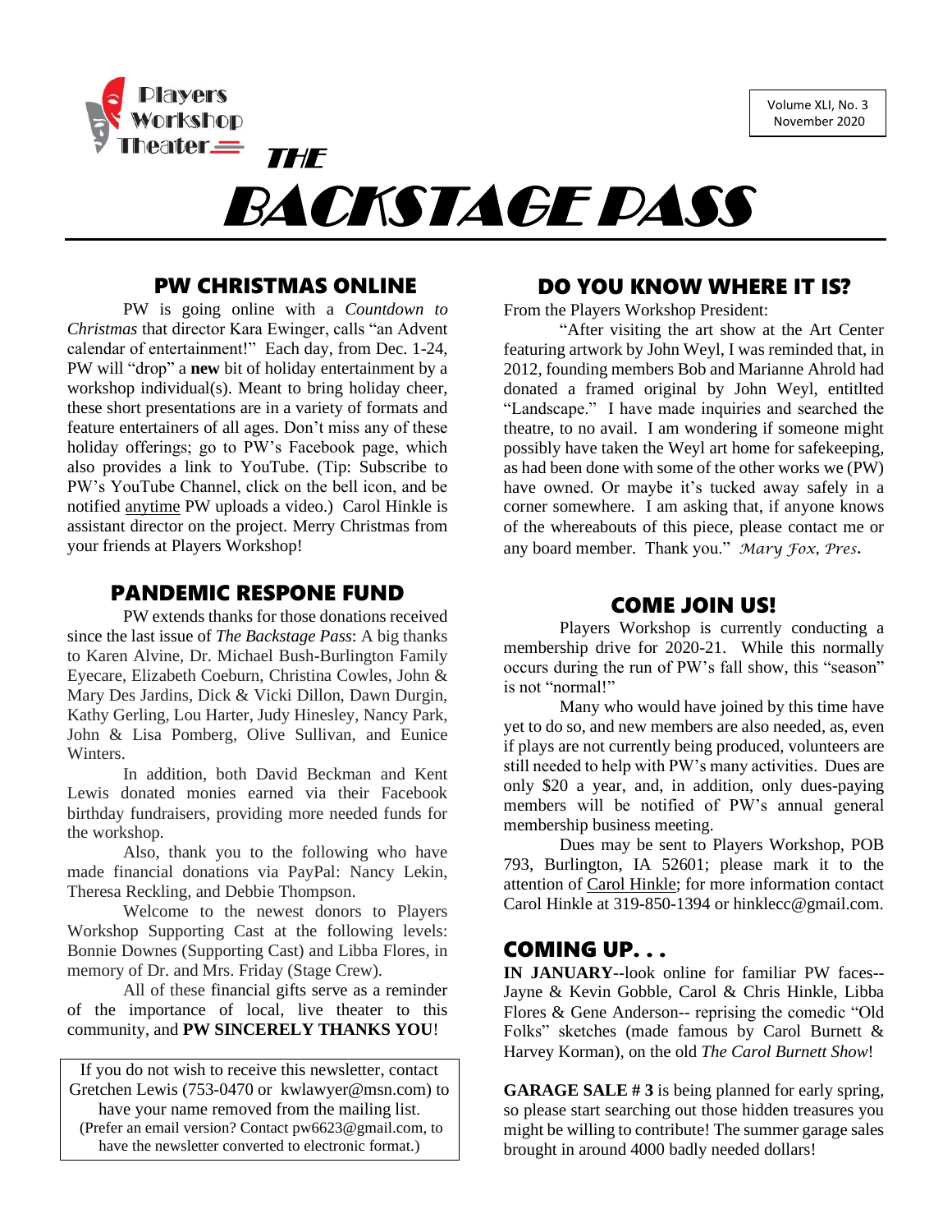Players Workshop Theater

Volume XLI, No. 3
November 2020

# THE BACKSTAGE PASS

## PW CHRISTMAS ONLINE

PW is going online with a *Countdown to Christmas* that director Kara Ewinger, calls "an Advent calendar of entertainment!" Each day, from Dec. 1-24, PW will "drop" a **new** bit of holiday entertainment by a workshop individual(s). Meant to bring holiday cheer, these short presentations are in a variety of formats and feature entertainers of all ages. Don't miss any of these holiday offerings; go to PW's Facebook page, which also provides a link to YouTube. (Tip: Subscribe to PW's YouTube Channel, click on the bell icon, and be notified anytime PW uploads a video.) Carol Hinkle is assistant director on the project. Merry Christmas from your friends at Players Workshop!

## PANDEMIC RESPONE FUND

PW extends thanks for those donations received since the last issue of *The Backstage Pass*: A big thanks to Karen Alvine, Dr. Michael Bush-Burlington Family Eyecare, Elizabeth Coeburn, Christina Cowles, John & Mary Des Jardins, Dick & Vicki Dillon, Dawn Durgin, Kathy Gerling, Lou Harter, Judy Hinesley, Nancy Park, John & Lisa Pomberg, Olive Sullivan, and Eunice Winters.

In addition, both David Beckman and Kent Lewis donated monies earned via their Facebook birthday fundraisers, providing more needed funds for the workshop.

Also, thank you to the following who have made financial donations via PayPal: Nancy Lekin, Theresa Reckling, and Debbie Thompson.

Welcome to the newest donors to Players Workshop Supporting Cast at the following levels: Bonnie Downes (Supporting Cast) and Libba Flores, in memory of Dr. and Mrs. Friday (Stage Crew).

All of these financial gifts serve as a reminder of the importance of local, live theater to this community, and **PW SINCERELY THANKS YOU**!

If you do not wish to receive this newsletter, contact Gretchen Lewis (753-0470 or kwlawyer@msn.com) to have your name removed from the mailing list. (Prefer an email version? Contact pw6623@gmail.com, to have the newsletter converted to electronic format.)

## DO YOU KNOW WHERE IT IS?

From the Players Workshop President:

"After visiting the art show at the Art Center featuring artwork by John Weyl, I was reminded that, in 2012, founding members Bob and Marianne Ahrold had donated a framed original by John Weyl, entitlted "Landscape." I have made inquiries and searched the theatre, to no avail. I am wondering if someone might possibly have taken the Weyl art home for safekeeping, as had been done with some of the other works we (PW) have owned. Or maybe it's tucked away safely in a corner somewhere. I am asking that, if anyone knows of the whereabouts of this piece, please contact me or any board member. Thank you." *Mary Fox, Pres.*

## COME JOIN US!

Players Workshop is currently conducting a membership drive for 2020-21. While this normally occurs during the run of PW's fall show, this "season" is not "normal!"

Many who would have joined by this time have yet to do so, and new members are also needed, as, even if plays are not currently being produced, volunteers are still needed to help with PW's many activities. Dues are only $20 a year, and, in addition, only dues-paying members will be notified of PW's annual general membership business meeting.

Dues may be sent to Players Workshop, POB 793, Burlington, IA 52601; please mark it to the attention of Carol Hinkle; for more information contact Carol Hinkle at 319-850-1394 or hinklecc@gmail.com.

## COMING UP. . .

**IN JANUARY**--look online for familiar PW faces--Jayne & Kevin Gobble, Carol & Chris Hinkle, Libba Flores & Gene Anderson-- reprising the comedic "Old Folks" sketches (made famous by Carol Burnett & Harvey Korman), on the old *The Carol Burnett Show*!

**GARAGE SALE # 3** is being planned for early spring, so please start searching out those hidden treasures you might be willing to contribute! The summer garage sales brought in around 4000 badly needed dollars!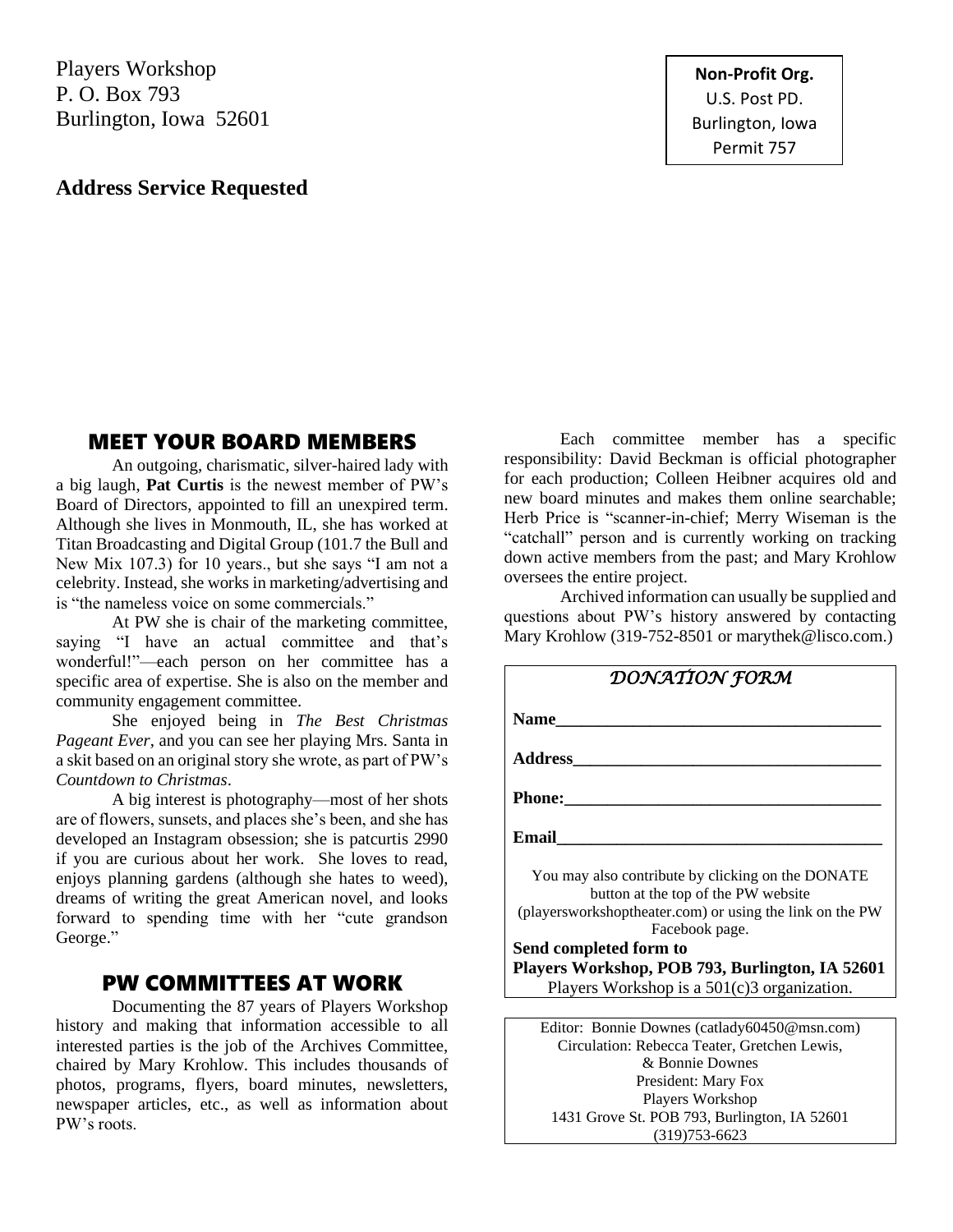Players Workshop
P. O. Box 793
Burlington, Iowa 52601

**Non-Profit Org.**
U.S. Post PD.
Burlington, Iowa
Permit 757

**Address Service Requested**

## MEET YOUR BOARD MEMBERS

An outgoing, charismatic, silver-haired lady with a big laugh, **Pat Curtis** is the newest member of PW's Board of Directors, appointed to fill an unexpired term. Although she lives in Monmouth, IL, she has worked at Titan Broadcasting and Digital Group (101.7 the Bull and New Mix 107.3) for 10 years., but she says "I am not a celebrity. Instead, she works in marketing/advertising and is "the nameless voice on some commercials."

At PW she is chair of the marketing committee, saying "I have an actual committee and that's wonderful!"—each person on her committee has a specific area of expertise. She is also on the member and community engagement committee.

She enjoyed being in *The Best Christmas Pageant Ever*, and you can see her playing Mrs. Santa in a skit based on an original story she wrote, as part of PW's *Countdown to Christmas*.

A big interest is photography—most of her shots are of flowers, sunsets, and places she's been, and she has developed an Instagram obsession; she is patcurtis 2990 if you are curious about her work. She loves to read, enjoys planning gardens (although she hates to weed), dreams of writing the great American novel, and looks forward to spending time with her "cute grandson George."

## PW COMMITTEES AT WORK

Documenting the 87 years of Players Workshop history and making that information accessible to all interested parties is the job of the Archives Committee, chaired by Mary Krohlow. This includes thousands of photos, programs, flyers, board minutes, newsletters, newspaper articles, etc., as well as information about PW's roots.

Each committee member has a specific responsibility: David Beckman is official photographer for each production; Colleen Heibner acquires old and new board minutes and makes them online searchable; Herb Price is "scanner-in-chief; Merry Wiseman is the "catchall" person and is currently working on tracking down active members from the past; and Mary Krohlow oversees the entire project.

Archived information can usually be supplied and questions about PW's history answered by contacting Mary Krohlow (319-752-8501 or marythek@lisco.com.)

### *DONATION FORM*

**Name**______________________________________

**Address**____________________________________

**Phone:**_____________________________________

**Email**______________________________________

You may also contribute by clicking on the DONATE button at the top of the PW website (playersworkshoptheater.com) or using the link on the PW Facebook page.

**Send completed form to**
**Players Workshop, POB 793, Burlington, IA 52601**
Players Workshop is a 501(c)3 organization.

Editor: Bonnie Downes (catlady60450@msn.com)
Circulation: Rebecca Teater, Gretchen Lewis, & Bonnie Downes
President: Mary Fox
Players Workshop
1431 Grove St. POB 793, Burlington, IA 52601
(319)753-6623